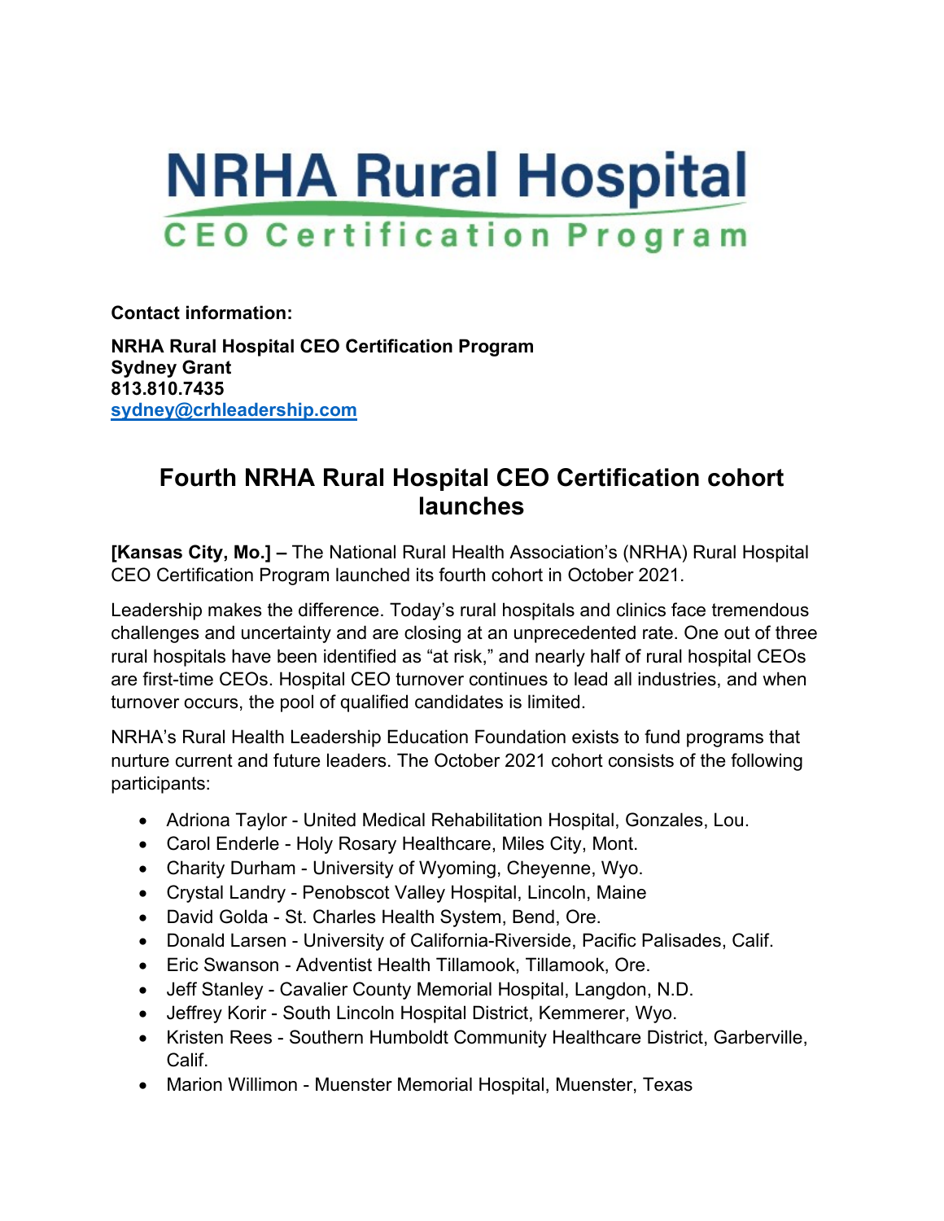# NRHA Rural Hospital

CEO Certification Program

**Contact information:**

**NRHA Rural Hospital CEO Certification Program**
**Sydney Grant**
**813.810.7435**
**sydney@crhleadership.com**

## Fourth NRHA Rural Hospital CEO Certification cohort launches

**[Kansas City, Mo.] –** The National Rural Health Association's (NRHA) Rural Hospital CEO Certification Program launched its fourth cohort in October 2021.

Leadership makes the difference. Today's rural hospitals and clinics face tremendous challenges and uncertainty and are closing at an unprecedented rate. One out of three rural hospitals have been identified as "at risk," and nearly half of rural hospital CEOs are first-time CEOs. Hospital CEO turnover continues to lead all industries, and when turnover occurs, the pool of qualified candidates is limited.

NRHA's Rural Health Leadership Education Foundation exists to fund programs that nurture current and future leaders. The October 2021 cohort consists of the following participants:

- Adriona Taylor - United Medical Rehabilitation Hospital, Gonzales, Lou.
- Carol Enderle - Holy Rosary Healthcare, Miles City, Mont.
- Charity Durham - University of Wyoming, Cheyenne, Wyo.
- Crystal Landry - Penobscot Valley Hospital, Lincoln, Maine
- David Golda - St. Charles Health System, Bend, Ore.
- Donald Larsen - University of California-Riverside, Pacific Palisades, Calif.
- Eric Swanson - Adventist Health Tillamook, Tillamook, Ore.
- Jeff Stanley - Cavalier County Memorial Hospital, Langdon, N.D.
- Jeffrey Korir - South Lincoln Hospital District, Kemmerer, Wyo.
- Kristen Rees - Southern Humboldt Community Healthcare District, Garberville, Calif.
- Marion Willimon - Muenster Memorial Hospital, Muenster, Texas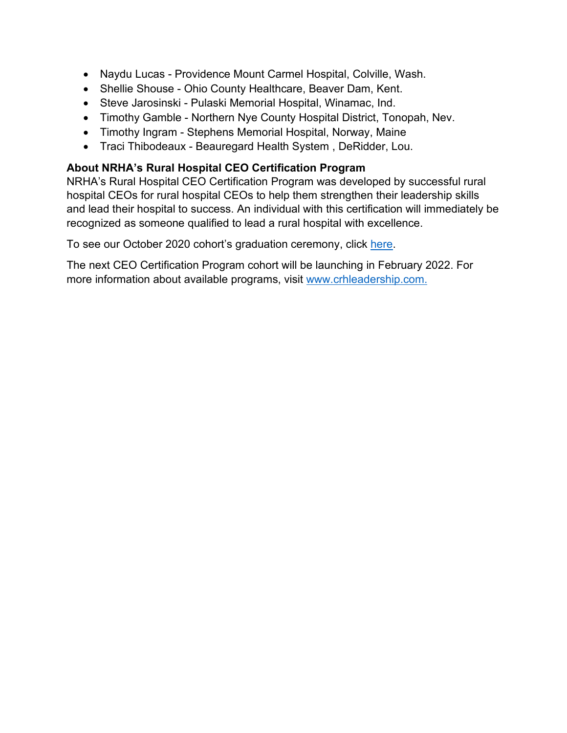- Naydu Lucas - Providence Mount Carmel Hospital, Colville, Wash.
- Shellie Shouse - Ohio County Healthcare, Beaver Dam, Kent.
- Steve Jarosinski - Pulaski Memorial Hospital, Winamac, Ind.
- Timothy Gamble - Northern Nye County Hospital District, Tonopah, Nev.
- Timothy Ingram - Stephens Memorial Hospital, Norway, Maine
- Traci Thibodeaux - Beauregard Health System , DeRidder, Lou.

**About NRHA's Rural Hospital CEO Certification Program**

NRHA's Rural Hospital CEO Certification Program was developed by successful rural hospital CEOs for rural hospital CEOs to help them strengthen their leadership skills and lead their hospital to success. An individual with this certification will immediately be recognized as someone qualified to lead a rural hospital with excellence.

To see our October 2020 cohort's graduation ceremony, click here.

The next CEO Certification Program cohort will be launching in February 2022. For more information about available programs, visit www.crhleadership.com.